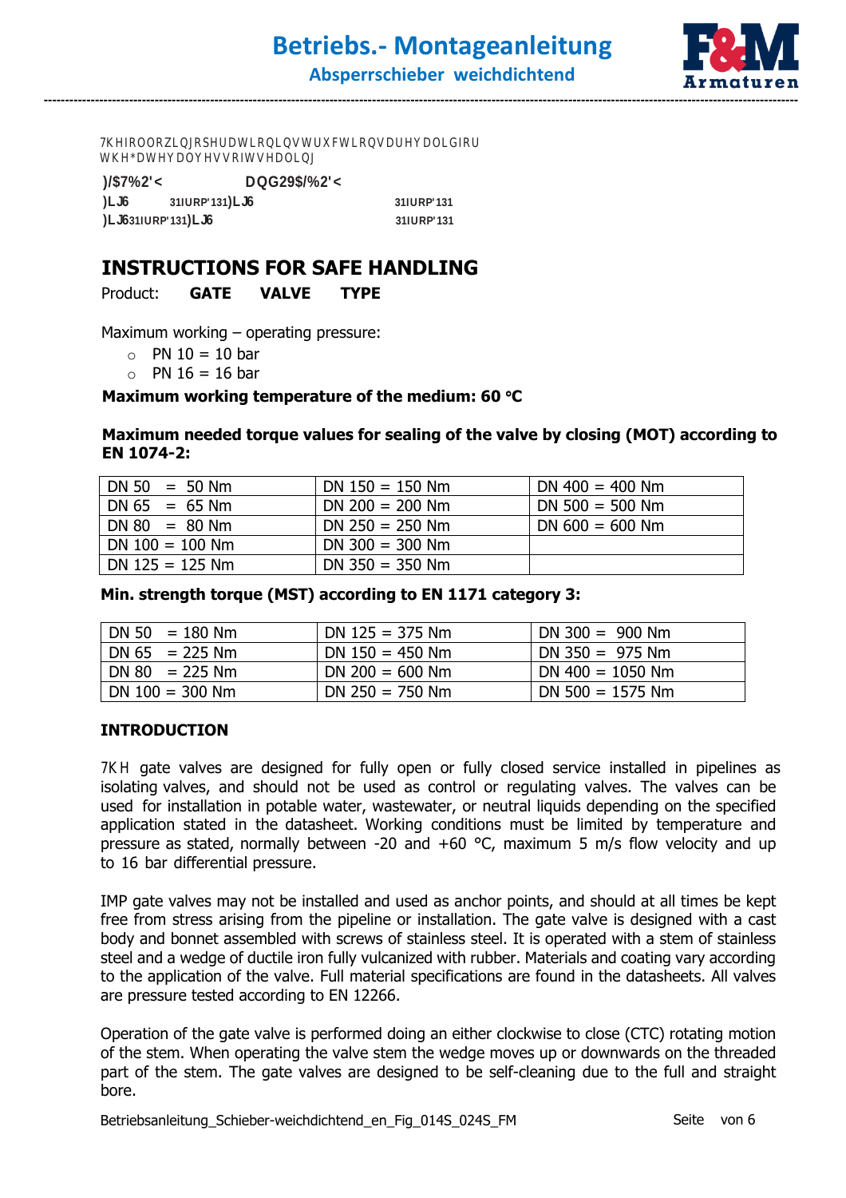7KHIROORZLQJRSHUDWLRQLQVWUXFWLRQVDUHYDOLGIRU WKH*DWHYDOYHVRIWKHVHDOLQJ

**)/$7%2'<** **DQG29$/%2'<**
**)LJ6** **31IURP'131)LJ6** **31IURP'131**
**)LJ631IURP'131)LJ6** **31IURP'131**

# INSTRUCTIONS FOR SAFE HANDLING

Product: **GATE VALVE TYPE**

Maximum working – operating pressure:

- PN 10 = 10 bar
- PN 16 = 16 bar

**Maximum working temperature of the medium: 60 °C**

**Maximum needed torque values for sealing of the valve by closing (MOT) according to EN 1074-2:**

| | | |
|---|---|---|
| DN 50 = 50 Nm | DN 150 = 150 Nm | DN 400 = 400 Nm |
| DN 65 = 65 Nm | DN 200 = 200 Nm | DN 500 = 500 Nm |
| DN 80 = 80 Nm | DN 250 = 250 Nm | DN 600 = 600 Nm |
| DN 100 = 100 Nm | DN 300 = 300 Nm | |
| DN 125 = 125 Nm | DN 350 = 350 Nm | |

**Min. strength torque (MST) according to EN 1171 category 3:**

| | | |
|---|---|---|
| DN 50 = 180 Nm | DN 125 = 375 Nm | DN 300 = 900 Nm |
| DN 65 = 225 Nm | DN 150 = 450 Nm | DN 350 = 975 Nm |
| DN 80 = 225 Nm | DN 200 = 600 Nm | DN 400 = 1050 Nm |
| DN 100 = 300 Nm | DN 250 = 750 Nm | DN 500 = 1575 Nm |

## INTRODUCTION

7KH gate valves are designed for fully open or fully closed service installed in pipelines as isolating valves, and should not be used as control or regulating valves. The valves can be used for installation in potable water, wastewater, or neutral liquids depending on the specified application stated in the datasheet. Working conditions must be limited by temperature and pressure as stated, normally between -20 and +60 °C, maximum 5 m/s flow velocity and up to 16 bar differential pressure.

IMP gate valves may not be installed and used as anchor points, and should at all times be kept free from stress arising from the pipeline or installation. The gate valve is designed with a cast body and bonnet assembled with screws of stainless steel. It is operated with a stem of stainless steel and a wedge of ductile iron fully vulcanized with rubber. Materials and coating vary according to the application of the valve. Full material specifications are found in the datasheets. All valves are pressure tested according to EN 12266.

Operation of the gate valve is performed doing an either clockwise to close (CTC) rotating motion of the stem. When operating the valve stem the wedge moves up or downwards on the threaded part of the stem. The gate valves are designed to be self-cleaning due to the full and straight bore.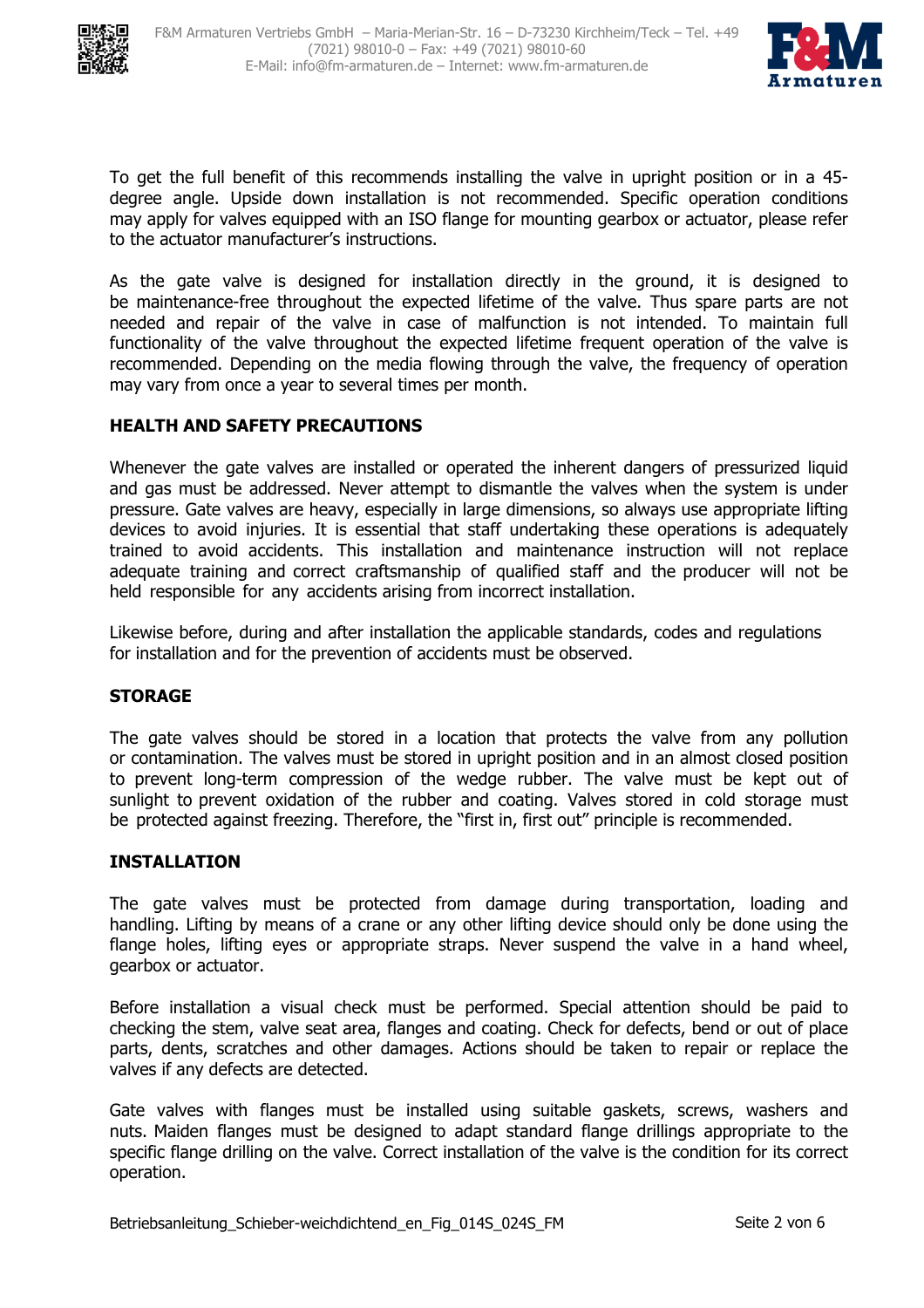To get the full benefit of this recommends installing the valve in upright position or in a 45-degree angle. Upside down installation is not recommended. Specific operation conditions may apply for valves equipped with an ISO flange for mounting gearbox or actuator, please refer to the actuator manufacturer's instructions.

As the gate valve is designed for installation directly in the ground, it is designed to be maintenance-free throughout the expected lifetime of the valve. Thus spare parts are not needed and repair of the valve in case of malfunction is not intended. To maintain full functionality of the valve throughout the expected lifetime frequent operation of the valve is recommended. Depending on the media flowing through the valve, the frequency of operation may vary from once a year to several times per month.

## HEALTH AND SAFETY PRECAUTIONS

Whenever the gate valves are installed or operated the inherent dangers of pressurized liquid and gas must be addressed. Never attempt to dismantle the valves when the system is under pressure. Gate valves are heavy, especially in large dimensions, so always use appropriate lifting devices to avoid injuries. It is essential that staff undertaking these operations is adequately trained to avoid accidents. This installation and maintenance instruction will not replace adequate training and correct craftsmanship of qualified staff and the producer will not be held responsible for any accidents arising from incorrect installation.

Likewise before, during and after installation the applicable standards, codes and regulations for installation and for the prevention of accidents must be observed.

## STORAGE

The gate valves should be stored in a location that protects the valve from any pollution or contamination. The valves must be stored in upright position and in an almost closed position to prevent long-term compression of the wedge rubber. The valve must be kept out of sunlight to prevent oxidation of the rubber and coating. Valves stored in cold storage must be protected against freezing. Therefore, the "first in, first out" principle is recommended.

## INSTALLATION

The gate valves must be protected from damage during transportation, loading and handling. Lifting by means of a crane or any other lifting device should only be done using the flange holes, lifting eyes or appropriate straps. Never suspend the valve in a hand wheel, gearbox or actuator.

Before installation a visual check must be performed. Special attention should be paid to checking the stem, valve seat area, flanges and coating. Check for defects, bend or out of place parts, dents, scratches and other damages. Actions should be taken to repair or replace the valves if any defects are detected.

Gate valves with flanges must be installed using suitable gaskets, screws, washers and nuts. Maiden flanges must be designed to adapt standard flange drillings appropriate to the specific flange drilling on the valve. Correct installation of the valve is the condition for its correct operation.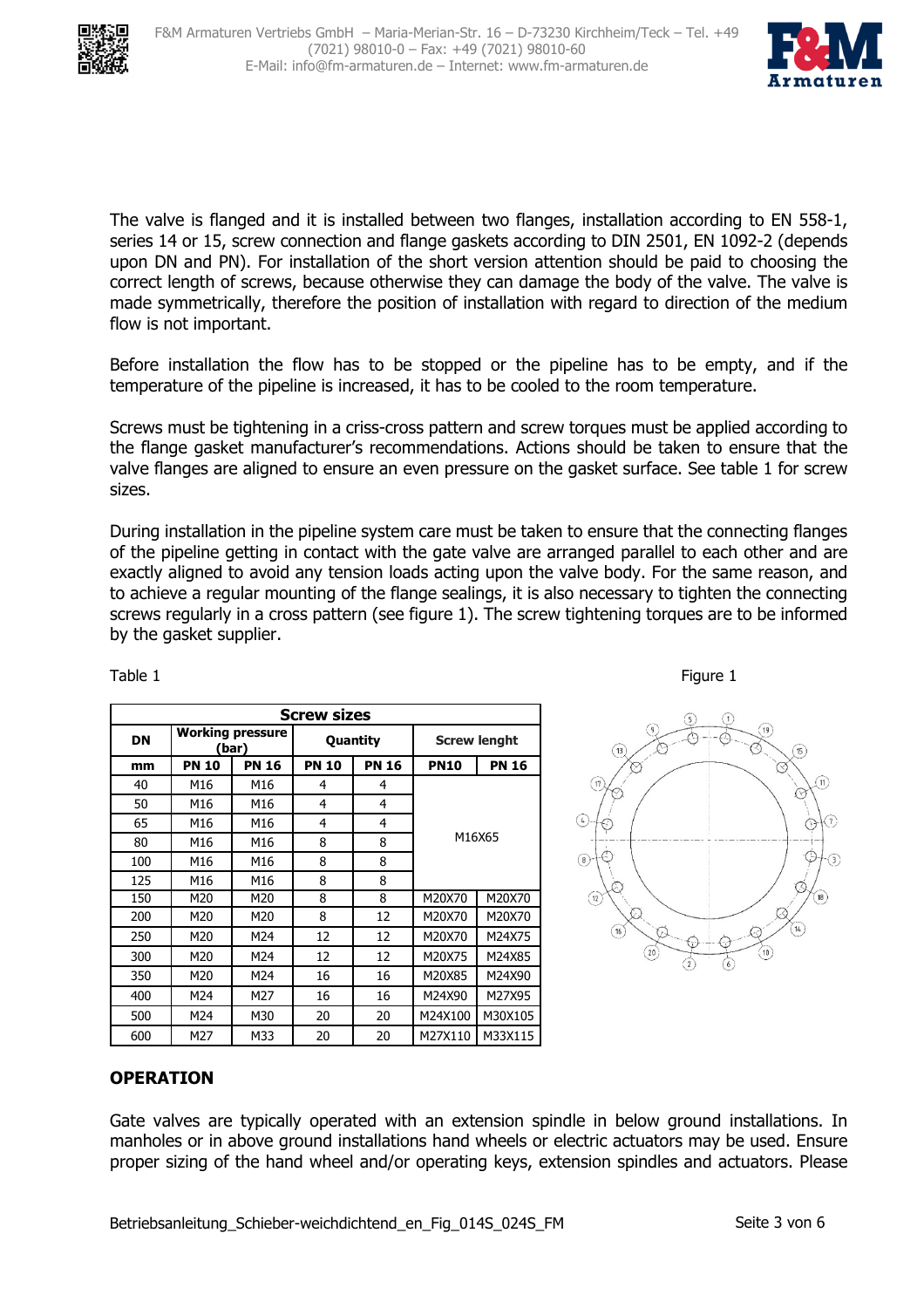The valve is flanged and it is installed between two flanges, installation according to EN 558-1, series 14 or 15, screw connection and flange gaskets according to DIN 2501, EN 1092-2 (depends upon DN and PN). For installation of the short version attention should be paid to choosing the correct length of screws, because otherwise they can damage the body of the valve. The valve is made symmetrically, therefore the position of installation with regard to direction of the medium flow is not important.

Before installation the flow has to be stopped or the pipeline has to be empty, and if the temperature of the pipeline is increased, it has to be cooled to the room temperature.

Screws must be tightening in a criss-cross pattern and screw torques must be applied according to the flange gasket manufacturer's recommendations. Actions should be taken to ensure that the valve flanges are aligned to ensure an even pressure on the gasket surface. See table 1 for screw sizes.

During installation in the pipeline system care must be taken to ensure that the connecting flanges of the pipeline getting in contact with the gate valve are arranged parallel to each other and are exactly aligned to avoid any tension loads acting upon the valve body. For the same reason, and to achieve a regular mounting of the flange sealings, it is also necessary to tighten the connecting screws regularly in a cross pattern (see figure 1). The screw tightening torques are to be informed by the gasket supplier.

Table 1

| Screw sizes | | | | | | |
|---|---|---|---|---|---|---|
| **DN** | **Working pressure (bar)** | | **Quantity** | | **Screw lenght** | |
| **mm** | **PN 10** | **PN 16** | **PN 10** | **PN 16** | **PN10** | **PN 16** |
| 40 | M16 | M16 | 4 | 4 | M16X65 | |
| 50 | M16 | M16 | 4 | 4 | M16X65 | |
| 65 | M16 | M16 | 4 | 4 | M16X65 | |
| 80 | M16 | M16 | 8 | 8 | M16X65 | |
| 100 | M16 | M16 | 8 | 8 | M16X65 | |
| 125 | M16 | M16 | 8 | 8 | M16X65 | |
| 150 | M20 | M20 | 8 | 8 | M20X70 | M20X70 |
| 200 | M20 | M20 | 8 | 12 | M20X70 | M20X70 |
| 250 | M20 | M24 | 12 | 12 | M20X70 | M24X75 |
| 300 | M20 | M24 | 12 | 12 | M20X75 | M24X85 |
| 350 | M20 | M24 | 16 | 16 | M20X85 | M24X90 |
| 400 | M24 | M27 | 16 | 16 | M24X90 | M27X95 |
| 500 | M24 | M30 | 20 | 20 | M24X100 | M30X105 |
| 600 | M27 | M33 | 20 | 20 | M27X110 | M33X115 |

Figure 1

## OPERATION

Gate valves are typically operated with an extension spindle in below ground installations. In manholes or in above ground installations hand wheels or electric actuators may be used. Ensure proper sizing of the hand wheel and/or operating keys, extension spindles and actuators. Please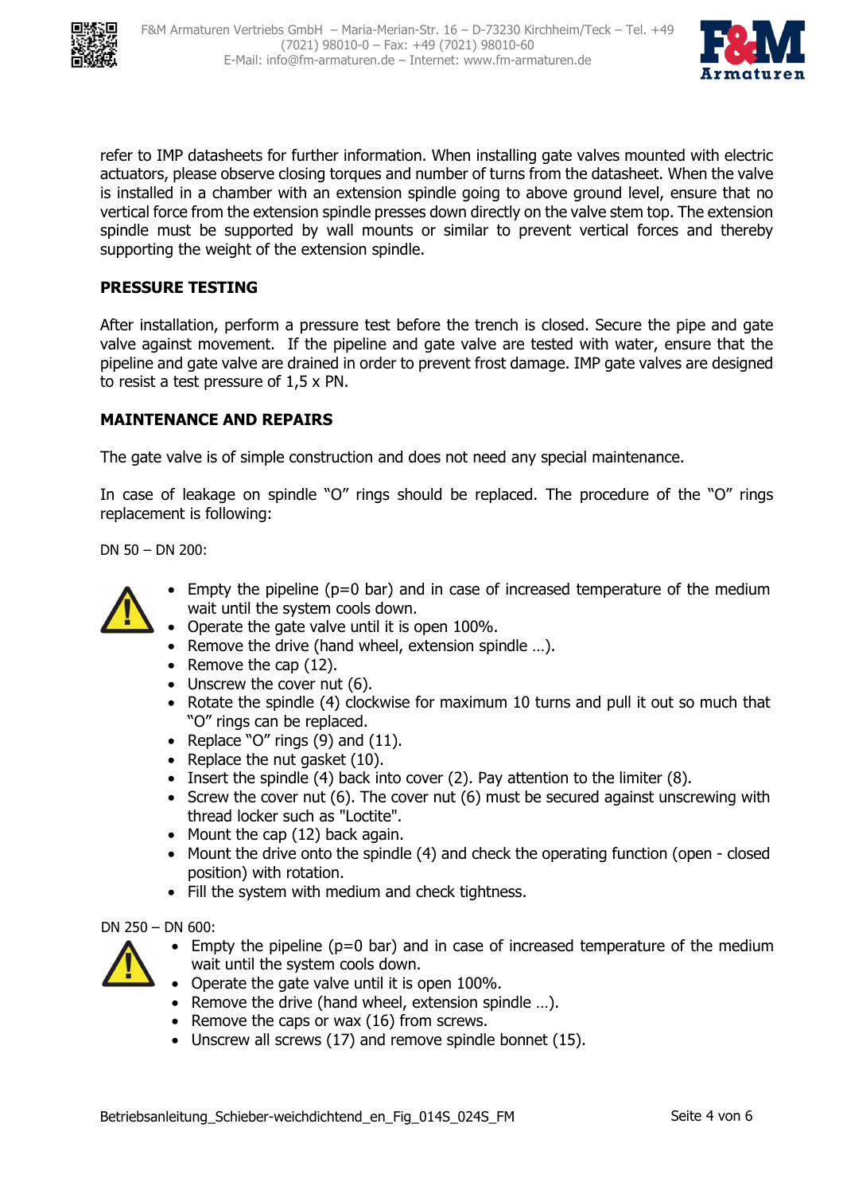refer to IMP datasheets for further information. When installing gate valves mounted with electric actuators, please observe closing torques and number of turns from the datasheet. When the valve is installed in a chamber with an extension spindle going to above ground level, ensure that no vertical force from the extension spindle presses down directly on the valve stem top. The extension spindle must be supported by wall mounts or similar to prevent vertical forces and thereby supporting the weight of the extension spindle.

## PRESSURE TESTING

After installation, perform a pressure test before the trench is closed. Secure the pipe and gate valve against movement. If the pipeline and gate valve are tested with water, ensure that the pipeline and gate valve are drained in order to prevent frost damage. IMP gate valves are designed to resist a test pressure of 1,5 x PN.

## MAINTENANCE AND REPAIRS

The gate valve is of simple construction and does not need any special maintenance.

In case of leakage on spindle "O" rings should be replaced. The procedure of the "O" rings replacement is following:

DN 50 – DN 200:

- Empty the pipeline (p=0 bar) and in case of increased temperature of the medium wait until the system cools down.
- Operate the gate valve until it is open 100%.
- Remove the drive (hand wheel, extension spindle …).
- Remove the cap (12).
- Unscrew the cover nut (6).
- Rotate the spindle (4) clockwise for maximum 10 turns and pull it out so much that "O" rings can be replaced.
- Replace "O" rings (9) and (11).
- Replace the nut gasket (10).
- Insert the spindle (4) back into cover (2). Pay attention to the limiter (8).
- Screw the cover nut (6). The cover nut (6) must be secured against unscrewing with thread locker such as "Loctite".
- Mount the cap (12) back again.
- Mount the drive onto the spindle (4) and check the operating function (open - closed position) with rotation.
- Fill the system with medium and check tightness.

DN 250 – DN 600:

- Empty the pipeline (p=0 bar) and in case of increased temperature of the medium wait until the system cools down.
- Operate the gate valve until it is open 100%.
- Remove the drive (hand wheel, extension spindle …).
- Remove the caps or wax (16) from screws.
- Unscrew all screws (17) and remove spindle bonnet (15).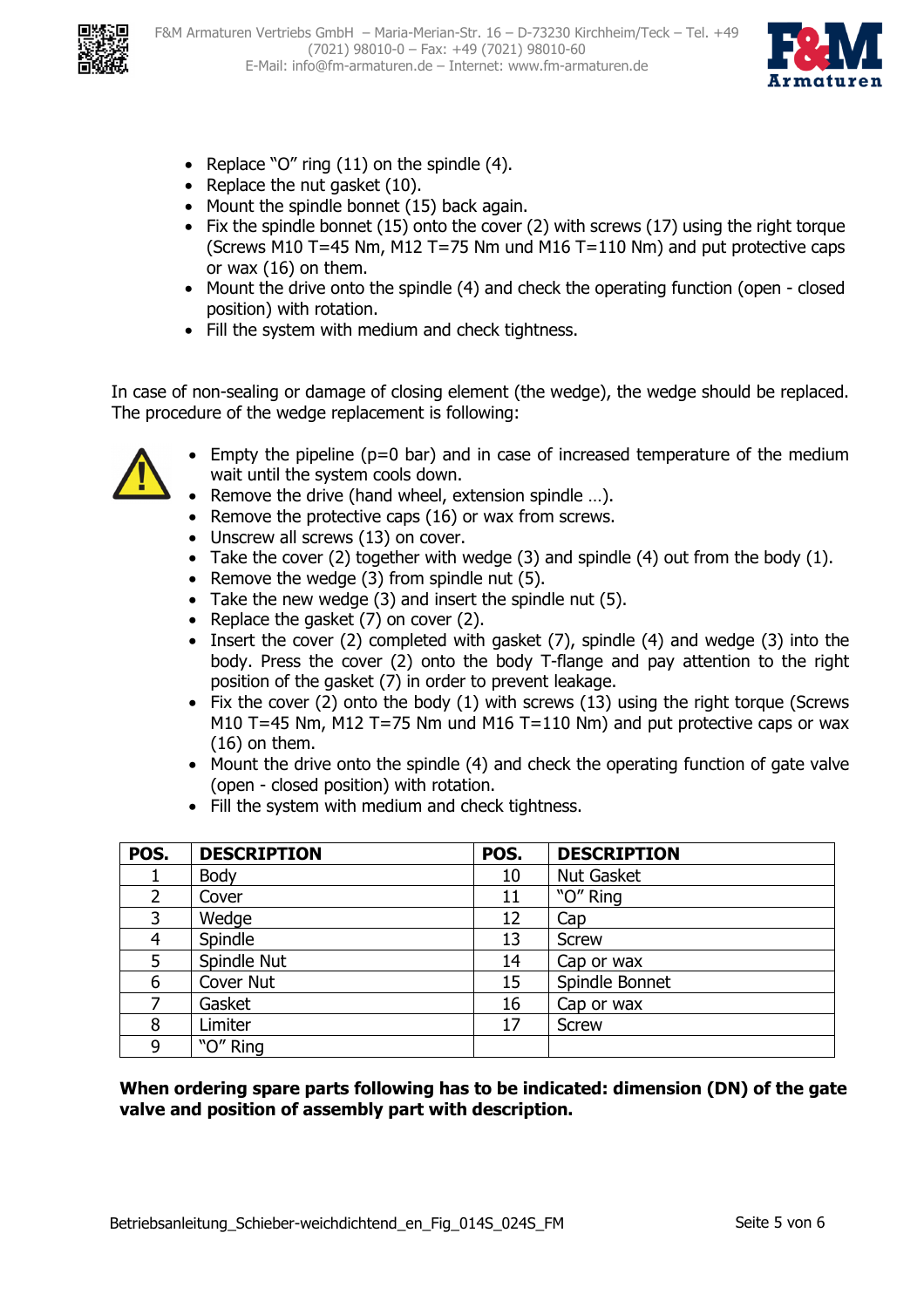- Replace "O" ring (11) on the spindle (4).
- Replace the nut gasket (10).
- Mount the spindle bonnet (15) back again.
- Fix the spindle bonnet (15) onto the cover (2) with screws (17) using the right torque (Screws M10 T=45 Nm, M12 T=75 Nm und M16 T=110 Nm) and put protective caps or wax (16) on them.
- Mount the drive onto the spindle (4) and check the operating function (open - closed position) with rotation.
- Fill the system with medium and check tightness.

In case of non-sealing or damage of closing element (the wedge), the wedge should be replaced. The procedure of the wedge replacement is following:

- Empty the pipeline (p=0 bar) and in case of increased temperature of the medium wait until the system cools down.
- Remove the drive (hand wheel, extension spindle …).
- Remove the protective caps (16) or wax from screws.
- Unscrew all screws (13) on cover.
- Take the cover (2) together with wedge (3) and spindle (4) out from the body (1).
- Remove the wedge (3) from spindle nut (5).
- Take the new wedge (3) and insert the spindle nut (5).
- Replace the gasket (7) on cover (2).
- Insert the cover (2) completed with gasket (7), spindle (4) and wedge (3) into the body. Press the cover (2) onto the body T-flange and pay attention to the right position of the gasket (7) in order to prevent leakage.
- Fix the cover (2) onto the body (1) with screws (13) using the right torque (Screws M10 T=45 Nm, M12 T=75 Nm und M16 T=110 Nm) and put protective caps or wax (16) on them.
- Mount the drive onto the spindle (4) and check the operating function of gate valve (open - closed position) with rotation.
- Fill the system with medium and check tightness.

| POS. | DESCRIPTION | POS. | DESCRIPTION |
|---|---|---|---|
| 1 | Body | 10 | Nut Gasket |
| 2 | Cover | 11 | "O" Ring |
| 3 | Wedge | 12 | Cap |
| 4 | Spindle | 13 | Screw |
| 5 | Spindle Nut | 14 | Cap or wax |
| 6 | Cover Nut | 15 | Spindle Bonnet |
| 7 | Gasket | 16 | Cap or wax |
| 8 | Limiter | 17 | Screw |
| 9 | "O" Ring | | |

**When ordering spare parts following has to be indicated: dimension (DN) of the gate valve and position of assembly part with description.**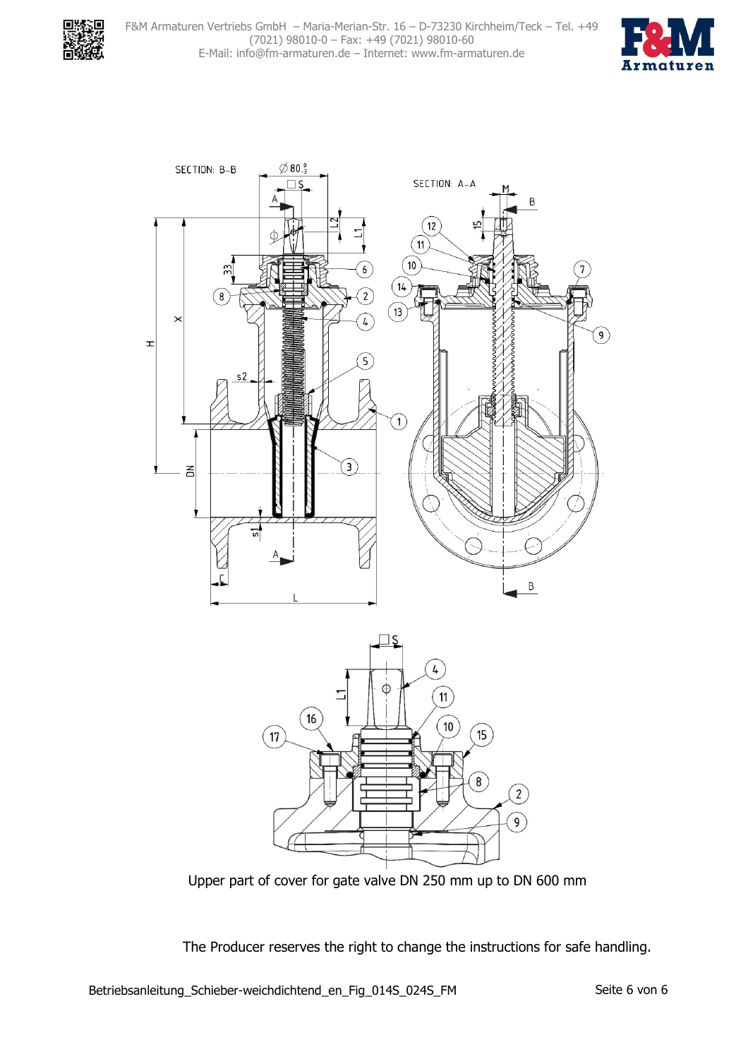SECTION: B–B

SECTION: A–A

Upper part of cover for gate valve DN 250 mm up to DN 600 mm

The Producer reserves the right to change the instructions for safe handling.